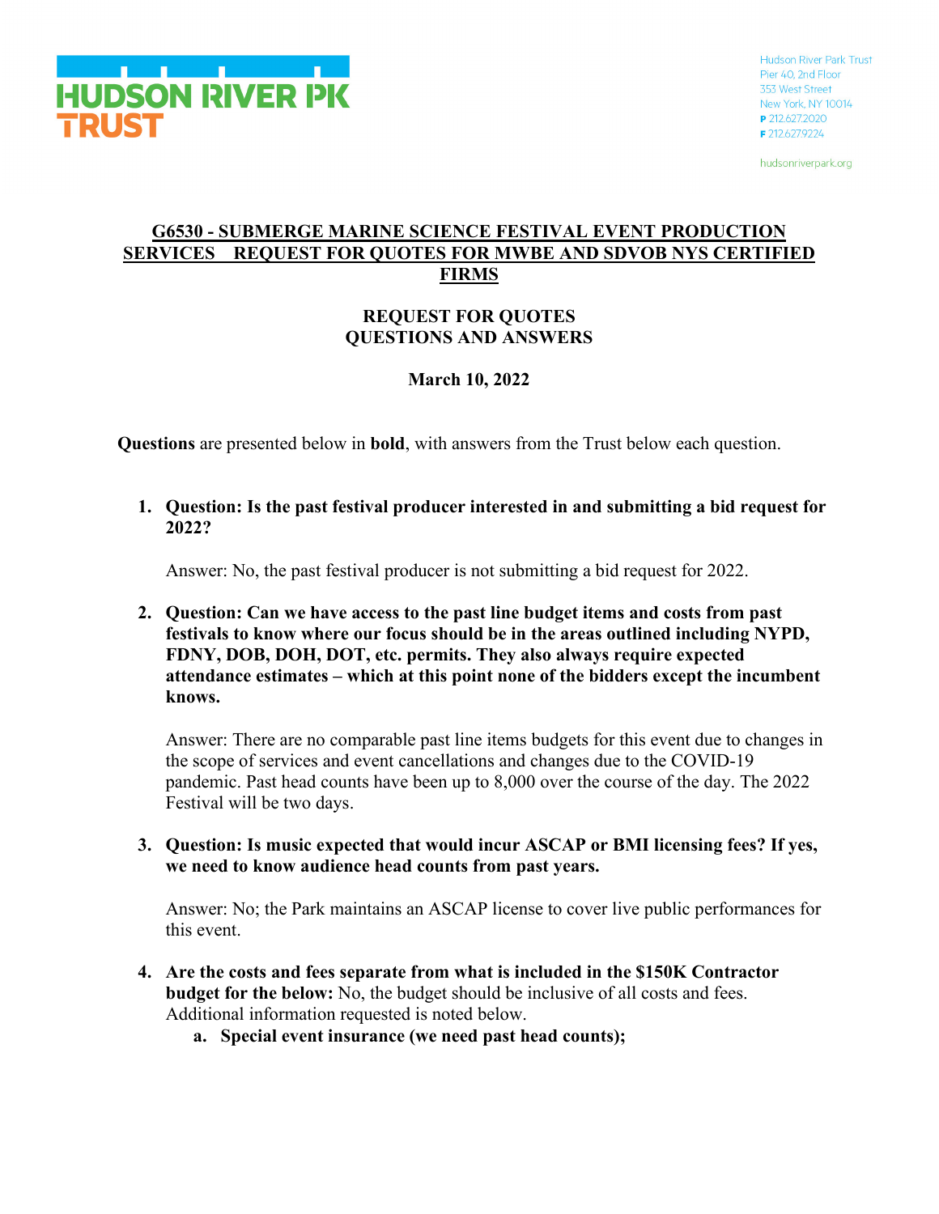Hudson River Park Trust
Pier 40, 2nd Floor
353 West Street
New York, NY 10014
P 212.627.2020
F 212.627.9224

hudsonriverpark.org

# G6530 - SUBMERGE MARINE SCIENCE FESTIVAL EVENT PRODUCTION SERVICES REQUEST FOR QUOTES FOR MWBE AND SDVOB NYS CERTIFIED FIRMS

## REQUEST FOR QUOTES QUESTIONS AND ANSWERS

**March 10, 2022**

**Questions** are presented below in **bold**, with answers from the Trust below each question.

1. **Question: Is the past festival producer interested in and submitting a bid request for 2022?**

   Answer: No, the past festival producer is not submitting a bid request for 2022.

2. **Question: Can we have access to the past line budget items and costs from past festivals to know where our focus should be in the areas outlined including NYPD, FDNY, DOB, DOH, DOT, etc. permits. They also always require expected attendance estimates – which at this point none of the bidders except the incumbent knows.**

   Answer: There are no comparable past line items budgets for this event due to changes in the scope of services and event cancellations and changes due to the COVID-19 pandemic. Past head counts have been up to 8,000 over the course of the day. The 2022 Festival will be two days.

3. **Question: Is music expected that would incur ASCAP or BMI licensing fees? If yes, we need to know audience head counts from past years.**

   Answer: No; the Park maintains an ASCAP license to cover live public performances for this event.

4. **Are the costs and fees separate from what is included in the $150K Contractor budget for the below:** No, the budget should be inclusive of all costs and fees. Additional information requested is noted below.
   a. **Special event insurance (we need past head counts);**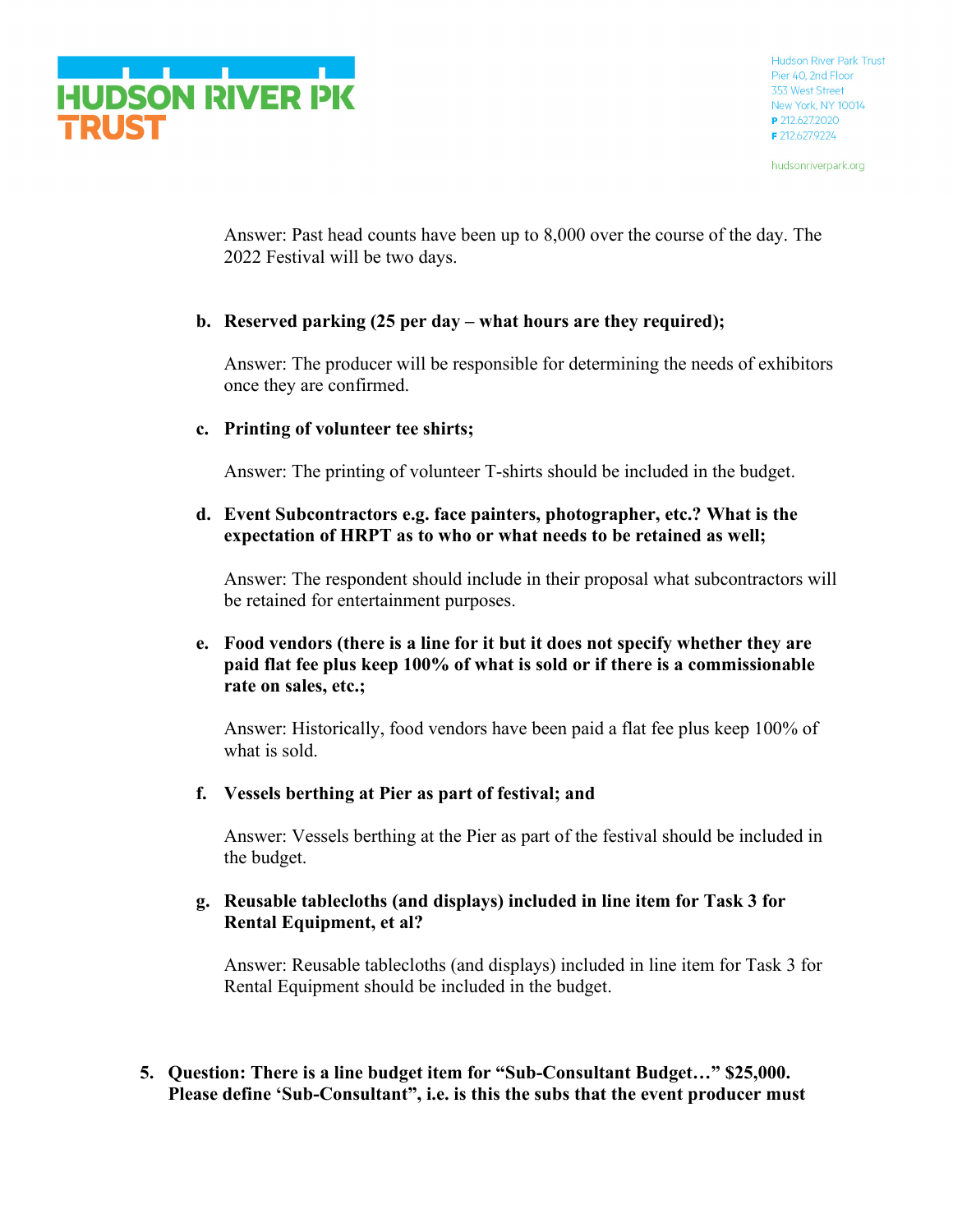Answer: Past head counts have been up to 8,000 over the course of the day. The 2022 Festival will be two days.

b. **Reserved parking (25 per day – what hours are they required);**

Answer: The producer will be responsible for determining the needs of exhibitors once they are confirmed.

c. **Printing of volunteer tee shirts;**

Answer: The printing of volunteer T-shirts should be included in the budget.

d. **Event Subcontractors e.g. face painters, photographer, etc.? What is the expectation of HRPT as to who or what needs to be retained as well;**

Answer: The respondent should include in their proposal what subcontractors will be retained for entertainment purposes.

e. **Food vendors (there is a line for it but it does not specify whether they are paid flat fee plus keep 100% of what is sold or if there is a commissionable rate on sales, etc.;**

Answer: Historically, food vendors have been paid a flat fee plus keep 100% of what is sold.

f. **Vessels berthing at Pier as part of festival; and**

Answer: Vessels berthing at the Pier as part of the festival should be included in the budget.

g. **Reusable tablecloths (and displays) included in line item for Task 3 for Rental Equipment, et al?**

Answer: Reusable tablecloths (and displays) included in line item for Task 3 for Rental Equipment should be included in the budget.

5. **Question: There is a line budget item for "Sub-Consultant Budget…" $25,000. Please define 'Sub-Consultant", i.e. is this the subs that the event producer must**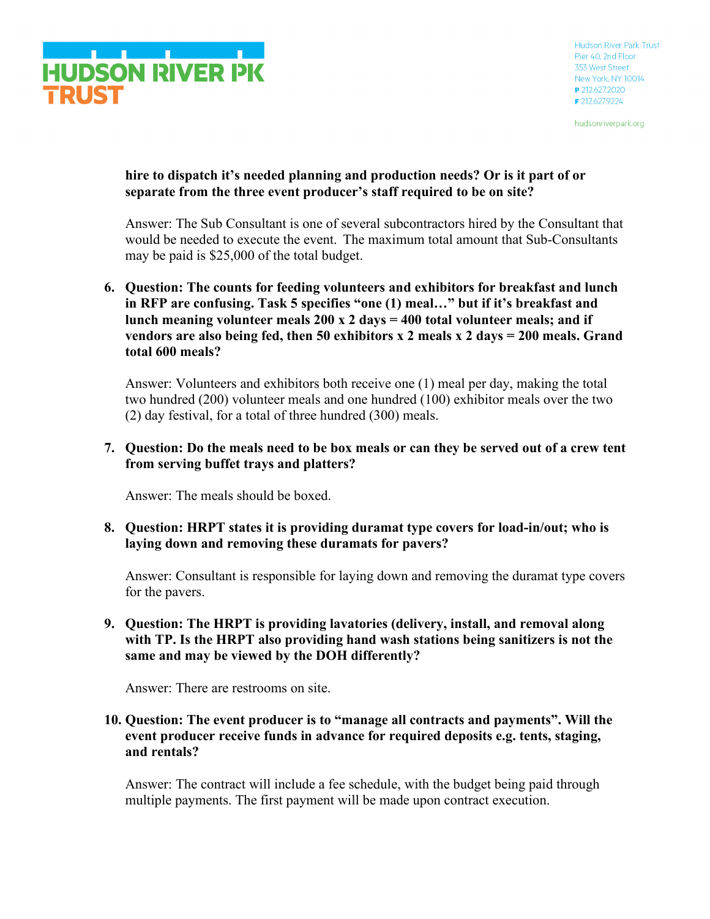**hire to dispatch it's needed planning and production needs? Or is it part of or separate from the three event producer's staff required to be on site?**

Answer: The Sub Consultant is one of several subcontractors hired by the Consultant that would be needed to execute the event. The maximum total amount that Sub-Consultants may be paid is $25,000 of the total budget.

6. **Question: The counts for feeding volunteers and exhibitors for breakfast and lunch in RFP are confusing. Task 5 specifies "one (1) meal…" but if it's breakfast and lunch meaning volunteer meals 200 x 2 days = 400 total volunteer meals; and if vendors are also being fed, then 50 exhibitors x 2 meals x 2 days = 200 meals. Grand total 600 meals?**

   Answer: Volunteers and exhibitors both receive one (1) meal per day, making the total two hundred (200) volunteer meals and one hundred (100) exhibitor meals over the two (2) day festival, for a total of three hundred (300) meals.

7. **Question: Do the meals need to be box meals or can they be served out of a crew tent from serving buffet trays and platters?**

   Answer: The meals should be boxed.

8. **Question: HRPT states it is providing duramat type covers for load-in/out; who is laying down and removing these duramats for pavers?**

   Answer: Consultant is responsible for laying down and removing the duramat type covers for the pavers.

9. **Question: The HRPT is providing lavatories (delivery, install, and removal along with TP. Is the HRPT also providing hand wash stations being sanitizers is not the same and may be viewed by the DOH differently?**

   Answer: There are restrooms on site.

10. **Question: The event producer is to "manage all contracts and payments". Will the event producer receive funds in advance for required deposits e.g. tents, staging, and rentals?**

    Answer: The contract will include a fee schedule, with the budget being paid through multiple payments. The first payment will be made upon contract execution.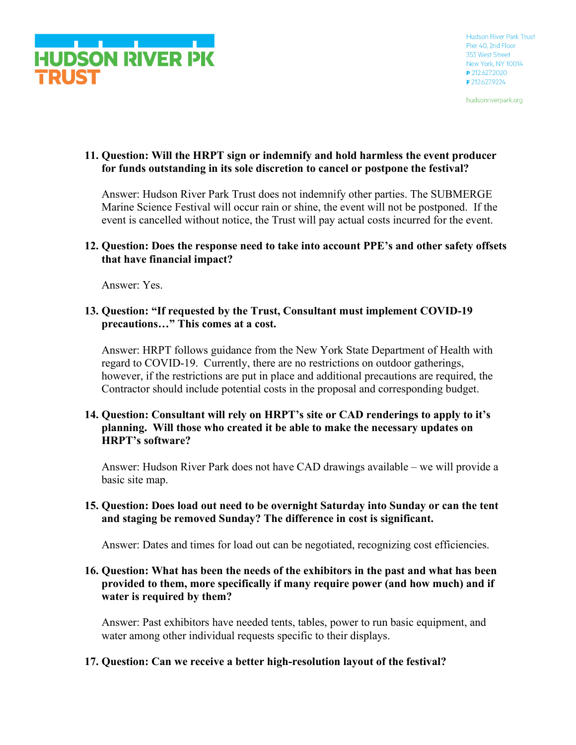11. **Question: Will the HRPT sign or indemnify and hold harmless the event producer for funds outstanding in its sole discretion to cancel or postpone the festival?**

    Answer: Hudson River Park Trust does not indemnify other parties. The SUBMERGE Marine Science Festival will occur rain or shine, the event will not be postponed. If the event is cancelled without notice, the Trust will pay actual costs incurred for the event.

12. **Question: Does the response need to take into account PPE's and other safety offsets that have financial impact?**

    Answer: Yes.

13. **Question: "If requested by the Trust, Consultant must implement COVID-19 precautions…" This comes at a cost.**

    Answer: HRPT follows guidance from the New York State Department of Health with regard to COVID-19. Currently, there are no restrictions on outdoor gatherings, however, if the restrictions are put in place and additional precautions are required, the Contractor should include potential costs in the proposal and corresponding budget.

14. **Question: Consultant will rely on HRPT's site or CAD renderings to apply to it's planning. Will those who created it be able to make the necessary updates on HRPT's software?**

    Answer: Hudson River Park does not have CAD drawings available – we will provide a basic site map.

15. **Question: Does load out need to be overnight Saturday into Sunday or can the tent and staging be removed Sunday? The difference in cost is significant.**

    Answer: Dates and times for load out can be negotiated, recognizing cost efficiencies.

16. **Question: What has been the needs of the exhibitors in the past and what has been provided to them, more specifically if many require power (and how much) and if water is required by them?**

    Answer: Past exhibitors have needed tents, tables, power to run basic equipment, and water among other individual requests specific to their displays.

17. **Question: Can we receive a better high-resolution layout of the festival?**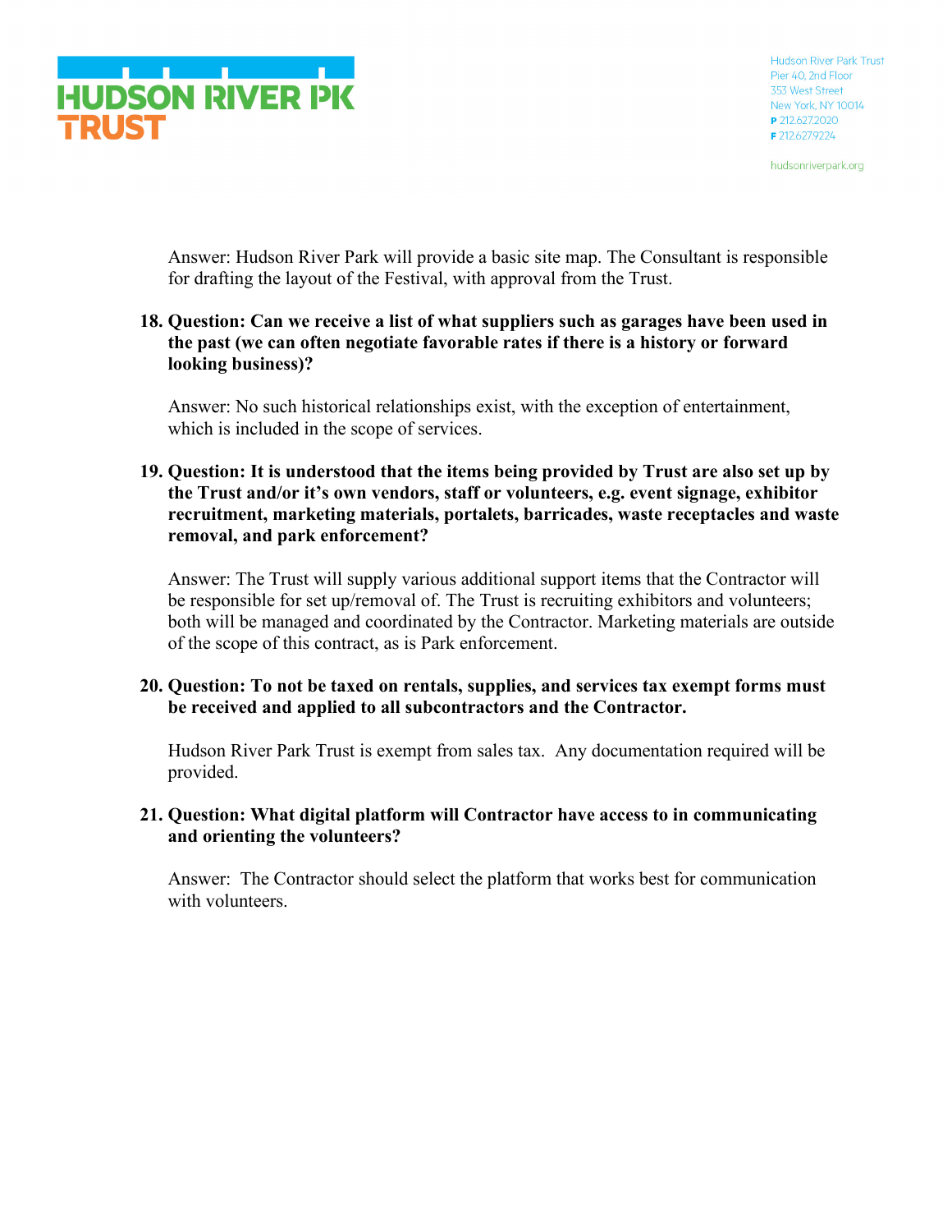Answer: Hudson River Park will provide a basic site map. The Consultant is responsible for drafting the layout of the Festival, with approval from the Trust.

18. **Question: Can we receive a list of what suppliers such as garages have been used in the past (we can often negotiate favorable rates if there is a history or forward looking business)?**

    Answer: No such historical relationships exist, with the exception of entertainment, which is included in the scope of services.

19. **Question: It is understood that the items being provided by Trust are also set up by the Trust and/or it's own vendors, staff or volunteers, e.g. event signage, exhibitor recruitment, marketing materials, portalets, barricades, waste receptacles and waste removal, and park enforcement?**

    Answer: The Trust will supply various additional support items that the Contractor will be responsible for set up/removal of. The Trust is recruiting exhibitors and volunteers; both will be managed and coordinated by the Contractor. Marketing materials are outside of the scope of this contract, as is Park enforcement.

20. **Question: To not be taxed on rentals, supplies, and services tax exempt forms must be received and applied to all subcontractors and the Contractor.**

    Hudson River Park Trust is exempt from sales tax. Any documentation required will be provided.

21. **Question: What digital platform will Contractor have access to in communicating and orienting the volunteers?**

    Answer: The Contractor should select the platform that works best for communication with volunteers.